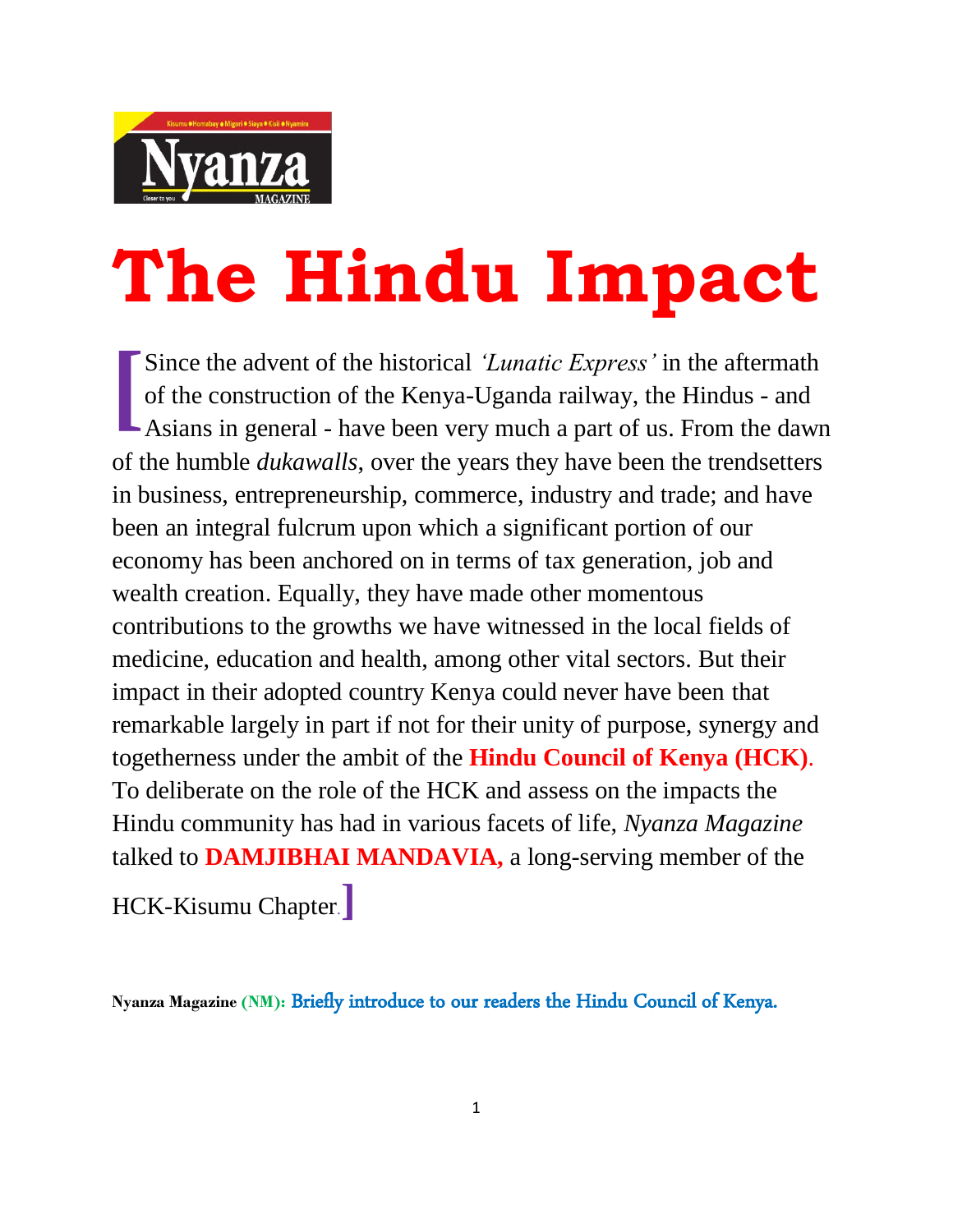Nyanza

MAGAZINE

# The Hindu Impact

[Since the advent of the historical *'Lunatic Express'* in the aftermath of the construction of the Kenya-Uganda railway, the Hindus - and Asians in general - have been very much a part of us. From the dawn of the humble *dukawalls*, over the years they have been the trendsetters in business, entrepreneurship, commerce, industry and trade; and have been an integral fulcrum upon which a significant portion of our economy has been anchored on in terms of tax generation, job and wealth creation. Equally, they have made other momentous contributions to the growths we have witnessed in the local fields of medicine, education and health, among other vital sectors. But their impact in their adopted country Kenya could never have been that remarkable largely in part if not for their unity of purpose, synergy and togetherness under the ambit of the **Hindu Council of Kenya (HCK)**. To deliberate on the role of the HCK and assess on the impacts the Hindu community has had in various facets of life, *Nyanza Magazine* talked to **DAMJIBHAI MANDAVIA,** a long-serving member of the HCK-Kisumu Chapter.]

**Nyanza Magazine (NM):** Briefly introduce to our readers the Hindu Council of Kenya.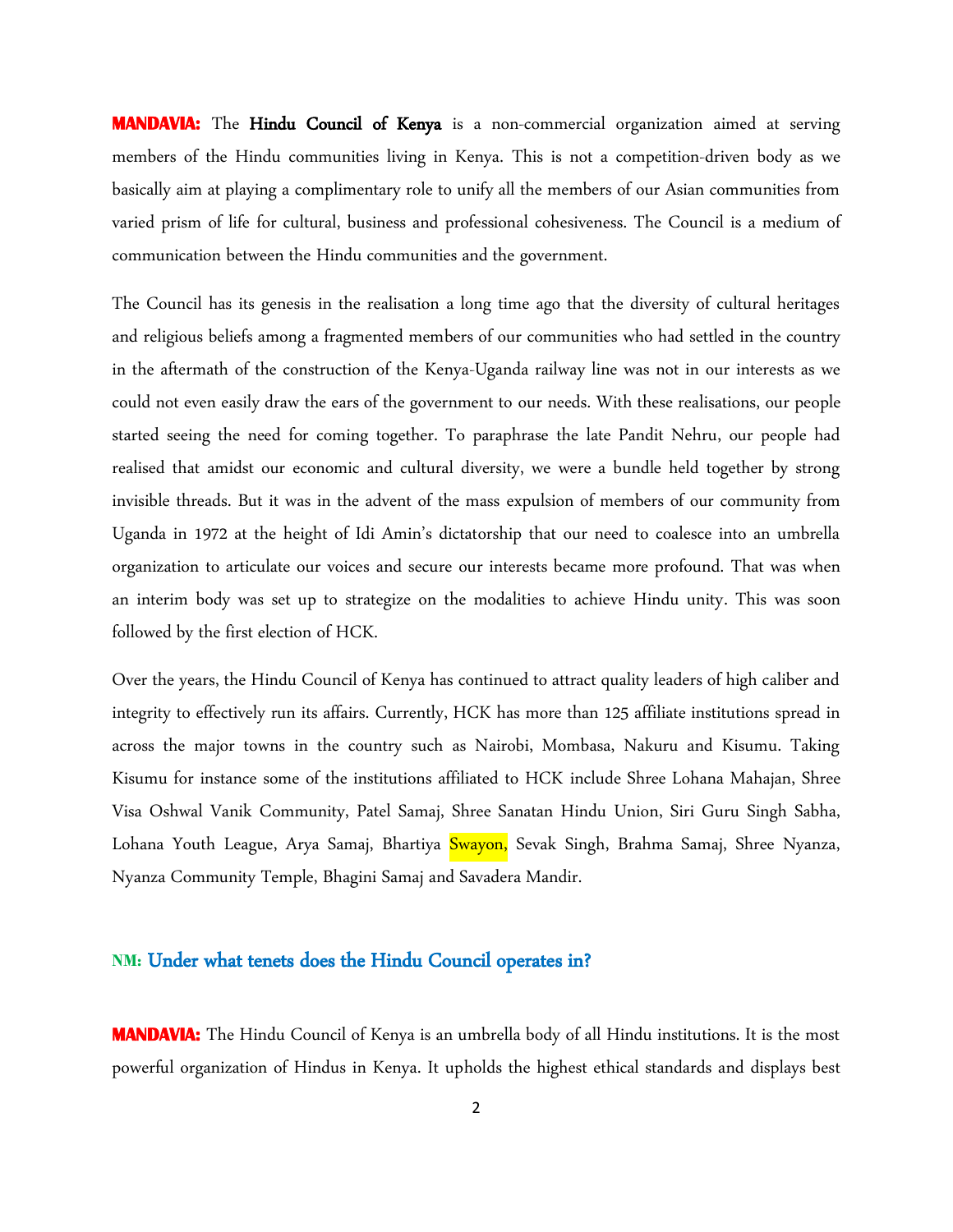**MANDAVIA:** The **Hindu Council of Kenya** is a non-commercial organization aimed at serving members of the Hindu communities living in Kenya. This is not a competition-driven body as we basically aim at playing a complimentary role to unify all the members of our Asian communities from varied prism of life for cultural, business and professional cohesiveness. The Council is a medium of communication between the Hindu communities and the government.

The Council has its genesis in the realisation a long time ago that the diversity of cultural heritages and religious beliefs among a fragmented members of our communities who had settled in the country in the aftermath of the construction of the Kenya-Uganda railway line was not in our interests as we could not even easily draw the ears of the government to our needs. With these realisations, our people started seeing the need for coming together. To paraphrase the late Pandit Nehru, our people had realised that amidst our economic and cultural diversity, we were a bundle held together by strong invisible threads. But it was in the advent of the mass expulsion of members of our community from Uganda in 1972 at the height of Idi Amin's dictatorship that our need to coalesce into an umbrella organization to articulate our voices and secure our interests became more profound. That was when an interim body was set up to strategize on the modalities to achieve Hindu unity. This was soon followed by the first election of HCK.

Over the years, the Hindu Council of Kenya has continued to attract quality leaders of high caliber and integrity to effectively run its affairs. Currently, HCK has more than 125 affiliate institutions spread in across the major towns in the country such as Nairobi, Mombasa, Nakuru and Kisumu. Taking Kisumu for instance some of the institutions affiliated to HCK include Shree Lohana Mahajan, Shree Visa Oshwal Vanik Community, Patel Samaj, Shree Sanatan Hindu Union, Siri Guru Singh Sabha, Lohana Youth League, Arya Samaj, Bhartiya Swayon, Sevak Singh, Brahma Samaj, Shree Nyanza, Nyanza Community Temple, Bhagini Samaj and Savadera Mandir.

**NM: Under what tenets does the Hindu Council operates in?**

**MANDAVIA:** The Hindu Council of Kenya is an umbrella body of all Hindu institutions. It is the most powerful organization of Hindus in Kenya. It upholds the highest ethical standards and displays best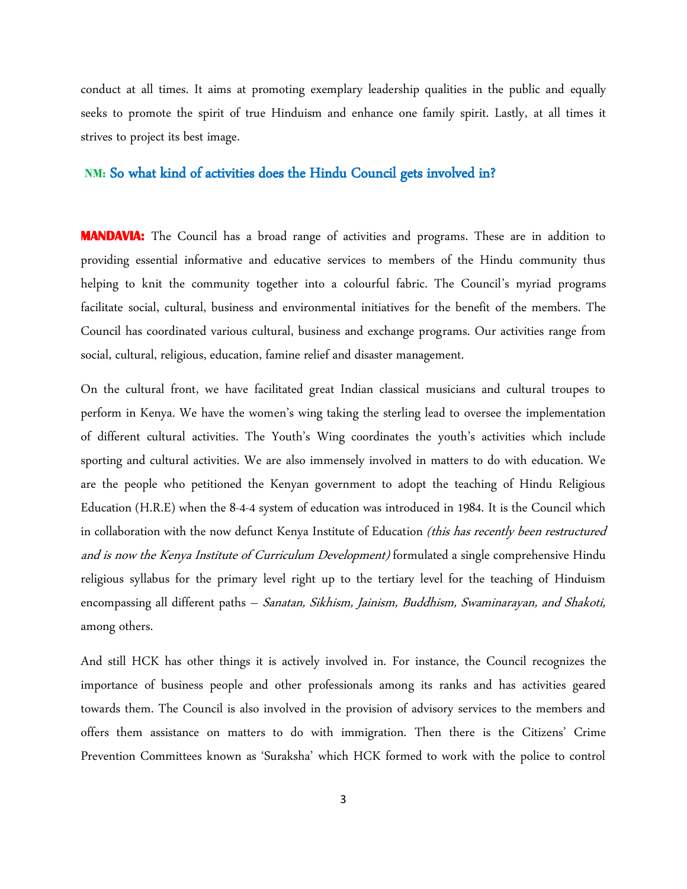conduct at all times. It aims at promoting exemplary leadership qualities in the public and equally seeks to promote the spirit of true Hinduism and enhance one family spirit. Lastly, at all times it strives to project its best image.

**NM: So what kind of activities does the Hindu Council gets involved in?**

**MANDAVIA:** The Council has a broad range of activities and programs. These are in addition to providing essential informative and educative services to members of the Hindu community thus helping to knit the community together into a colourful fabric. The Council's myriad programs facilitate social, cultural, business and environmental initiatives for the benefit of the members. The Council has coordinated various cultural, business and exchange programs. Our activities range from social, cultural, religious, education, famine relief and disaster management.

On the cultural front, we have facilitated great Indian classical musicians and cultural troupes to perform in Kenya. We have the women's wing taking the sterling lead to oversee the implementation of different cultural activities. The Youth's Wing coordinates the youth's activities which include sporting and cultural activities. We are also immensely involved in matters to do with education. We are the people who petitioned the Kenyan government to adopt the teaching of Hindu Religious Education (H.R.E) when the 8-4-4 system of education was introduced in 1984. It is the Council which in collaboration with the now defunct Kenya Institute of Education *(this has recently been restructured and is now the Kenya Institute of Curriculum Development)* formulated a single comprehensive Hindu religious syllabus for the primary level right up to the tertiary level for the teaching of Hinduism encompassing all different paths – *Sanatan, Sikhism, Jainism, Buddhism, Swaminarayan, and Shakoti,* among others.

And still HCK has other things it is actively involved in. For instance, the Council recognizes the importance of business people and other professionals among its ranks and has activities geared towards them. The Council is also involved in the provision of advisory services to the members and offers them assistance on matters to do with immigration. Then there is the Citizens' Crime Prevention Committees known as 'Suraksha' which HCK formed to work with the police to control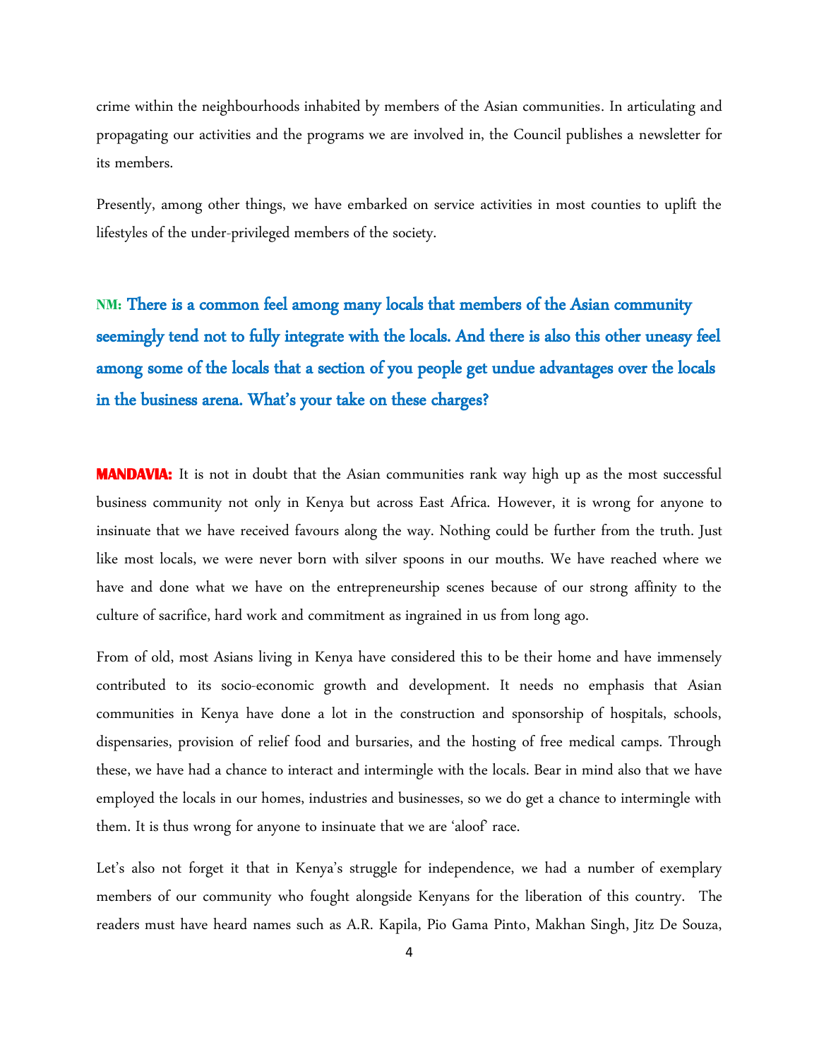crime within the neighbourhoods inhabited by members of the Asian communities. In articulating and propagating our activities and the programs we are involved in, the Council publishes a newsletter for its members.

Presently, among other things, we have embarked on service activities in most counties to uplift the lifestyles of the under-privileged members of the society.

**NM: There is a common feel among many locals that members of the Asian community seemingly tend not to fully integrate with the locals. And there is also this other uneasy feel among some of the locals that a section of you people get undue advantages over the locals in the business arena. What's your take on these charges?**

**MANDAVIA:** It is not in doubt that the Asian communities rank way high up as the most successful business community not only in Kenya but across East Africa. However, it is wrong for anyone to insinuate that we have received favours along the way. Nothing could be further from the truth. Just like most locals, we were never born with silver spoons in our mouths. We have reached where we have and done what we have on the entrepreneurship scenes because of our strong affinity to the culture of sacrifice, hard work and commitment as ingrained in us from long ago.

From of old, most Asians living in Kenya have considered this to be their home and have immensely contributed to its socio-economic growth and development. It needs no emphasis that Asian communities in Kenya have done a lot in the construction and sponsorship of hospitals, schools, dispensaries, provision of relief food and bursaries, and the hosting of free medical camps. Through these, we have had a chance to interact and intermingle with the locals. Bear in mind also that we have employed the locals in our homes, industries and businesses, so we do get a chance to intermingle with them. It is thus wrong for anyone to insinuate that we are 'aloof' race.

Let's also not forget it that in Kenya's struggle for independence, we had a number of exemplary members of our community who fought alongside Kenyans for the liberation of this country. The readers must have heard names such as A.R. Kapila, Pio Gama Pinto, Makhan Singh, Jitz De Souza,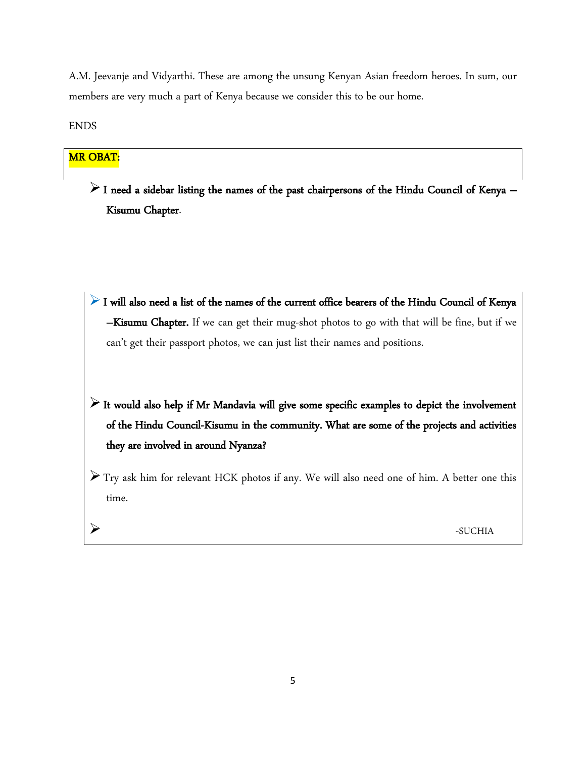A.M. Jeevanje and Vidyarthi. These are among the unsung Kenyan Asian freedom heroes. In sum, our members are very much a part of Kenya because we consider this to be our home.

ENDS

**MR OBAT:**

- **I need a sidebar listing the names of the past chairpersons of the Hindu Council of Kenya – Kisumu Chapter**.

- **I will also need a list of the names of the current office bearers of the Hindu Council of Kenya –Kisumu Chapter.** If we can get their mug-shot photos to go with that will be fine, but if we can't get their passport photos, we can just list their names and positions.

- **It would also help if Mr Mandavia will give some specific examples to depict the involvement of the Hindu Council-Kisumu in the community. What are some of the projects and activities they are involved in around Nyanza?**

- Try ask him for relevant HCK photos if any. We will also need one of him. A better one this time.

-SUCHIA